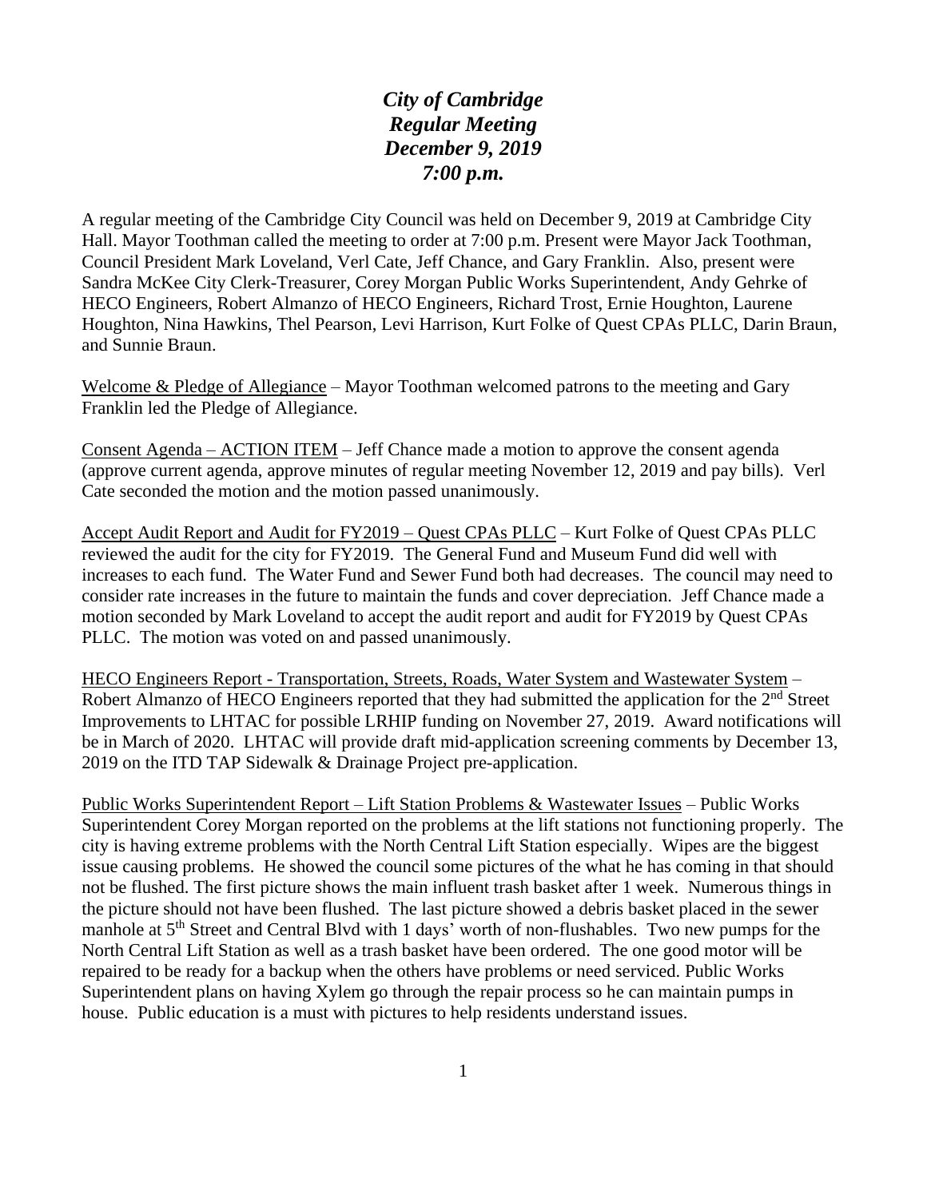# ***City of Cambridge***
# ***Regular Meeting***
# ***December 9, 2019***
# ***7:00 p.m.***

A regular meeting of the Cambridge City Council was held on December 9, 2019 at Cambridge City Hall. Mayor Toothman called the meeting to order at 7:00 p.m. Present were Mayor Jack Toothman, Council President Mark Loveland, Verl Cate, Jeff Chance, and Gary Franklin. Also, present were Sandra McKee City Clerk-Treasurer, Corey Morgan Public Works Superintendent, Andy Gehrke of HECO Engineers, Robert Almanzo of HECO Engineers, Richard Trost, Ernie Houghton, Laurene Houghton, Nina Hawkins, Thel Pearson, Levi Harrison, Kurt Folke of Quest CPAs PLLC, Darin Braun, and Sunnie Braun.

<u>Welcome & Pledge of Allegiance</u> – Mayor Toothman welcomed patrons to the meeting and Gary Franklin led the Pledge of Allegiance.

<u>Consent Agenda – ACTION ITEM</u> – Jeff Chance made a motion to approve the consent agenda (approve current agenda, approve minutes of regular meeting November 12, 2019 and pay bills). Verl Cate seconded the motion and the motion passed unanimously.

<u>Accept Audit Report and Audit for FY2019 – Quest CPAs PLLC</u> – Kurt Folke of Quest CPAs PLLC reviewed the audit for the city for FY2019. The General Fund and Museum Fund did well with increases to each fund. The Water Fund and Sewer Fund both had decreases. The council may need to consider rate increases in the future to maintain the funds and cover depreciation. Jeff Chance made a motion seconded by Mark Loveland to accept the audit report and audit for FY2019 by Quest CPAs PLLC. The motion was voted on and passed unanimously.

<u>HECO Engineers Report - Transportation, Streets, Roads, Water System and Wastewater System</u> – Robert Almanzo of HECO Engineers reported that they had submitted the application for the 2nd Street Improvements to LHTAC for possible LRHIP funding on November 27, 2019. Award notifications will be in March of 2020. LHTAC will provide draft mid-application screening comments by December 13, 2019 on the ITD TAP Sidewalk & Drainage Project pre-application.

<u>Public Works Superintendent Report – Lift Station Problems & Wastewater Issues</u> – Public Works Superintendent Corey Morgan reported on the problems at the lift stations not functioning properly. The city is having extreme problems with the North Central Lift Station especially. Wipes are the biggest issue causing problems. He showed the council some pictures of the what he has coming in that should not be flushed. The first picture shows the main influent trash basket after 1 week. Numerous things in the picture should not have been flushed. The last picture showed a debris basket placed in the sewer manhole at 5th Street and Central Blvd with 1 days' worth of non-flushables. Two new pumps for the North Central Lift Station as well as a trash basket have been ordered. The one good motor will be repaired to be ready for a backup when the others have problems or need serviced. Public Works Superintendent plans on having Xylem go through the repair process so he can maintain pumps in house. Public education is a must with pictures to help residents understand issues.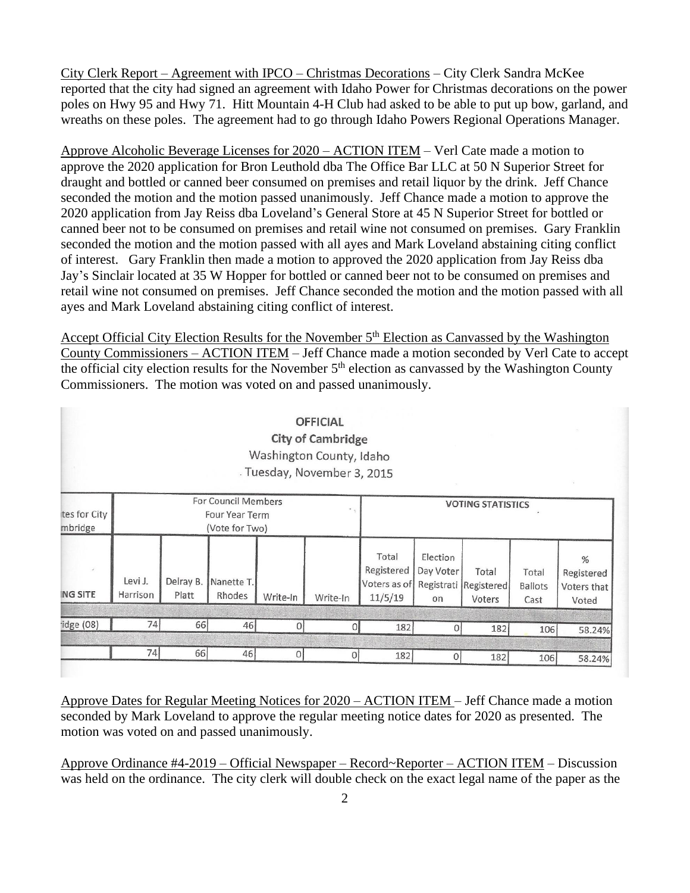<u>City Clerk Report – Agreement with IPCO – Christmas Decorations</u> – City Clerk Sandra McKee reported that the city had signed an agreement with Idaho Power for Christmas decorations on the power poles on Hwy 95 and Hwy 71. Hitt Mountain 4-H Club had asked to be able to put up bow, garland, and wreaths on these poles. The agreement had to go through Idaho Powers Regional Operations Manager.

<u>Approve Alcoholic Beverage Licenses for 2020 – ACTION ITEM</u> – Verl Cate made a motion to approve the 2020 application for Bron Leuthold dba The Office Bar LLC at 50 N Superior Street for draught and bottled or canned beer consumed on premises and retail liquor by the drink. Jeff Chance seconded the motion and the motion passed unanimously. Jeff Chance made a motion to approve the 2020 application from Jay Reiss dba Loveland's General Store at 45 N Superior Street for bottled or canned beer not to be consumed on premises and retail wine not consumed on premises. Gary Franklin seconded the motion and the motion passed with all ayes and Mark Loveland abstaining citing conflict of interest. Gary Franklin then made a motion to approved the 2020 application from Jay Reiss dba Jay's Sinclair located at 35 W Hopper for bottled or canned beer not to be consumed on premises and retail wine not consumed on premises. Jeff Chance seconded the motion and the motion passed with all ayes and Mark Loveland abstaining citing conflict of interest.

<u>Accept Official City Election Results for the November 5th Election as Canvassed by the Washington County Commissioners – ACTION ITEM</u> – Jeff Chance made a motion seconded by Verl Cate to accept the official city election results for the November 5th election as canvassed by the Washington County Commissioners. The motion was voted on and passed unanimously.

**OFFICIAL**
**City of Cambridge**
Washington County, Idaho
Tuesday, November 3, 2015

| ...tes for City ...mbridge | For Council Members Four Year Term (Vote for Two) | | | | | VOTING STATISTICS | | | | |
|---|---|---|---|---|---|---|---|---|---|---|
| ...ING SITE | Levi J. Harrison | Delray B. Platt | Nanette T. Rhodes | Write-In | Write-In | Total Registered Voters as of 11/5/19 | Election Day Voter Registration | Total Registered Voters | Total Ballots Cast | % Registered Voters that Voted |
| ...idge (08) | 74 | 66 | 46 | 0 | 0 | 182 | 0 | 182 | 106 | 58.24% |
| | 74 | 66 | 46 | 0 | 0 | 182 | 0 | 182 | 106 | 58.24% |

<u>Approve Dates for Regular Meeting Notices for 2020 – ACTION ITEM</u> – Jeff Chance made a motion seconded by Mark Loveland to approve the regular meeting notice dates for 2020 as presented. The motion was voted on and passed unanimously.

<u>Approve Ordinance #4-2019 – Official Newspaper – Record~Reporter – ACTION ITEM</u> – Discussion was held on the ordinance. The city clerk will double check on the exact legal name of the paper as the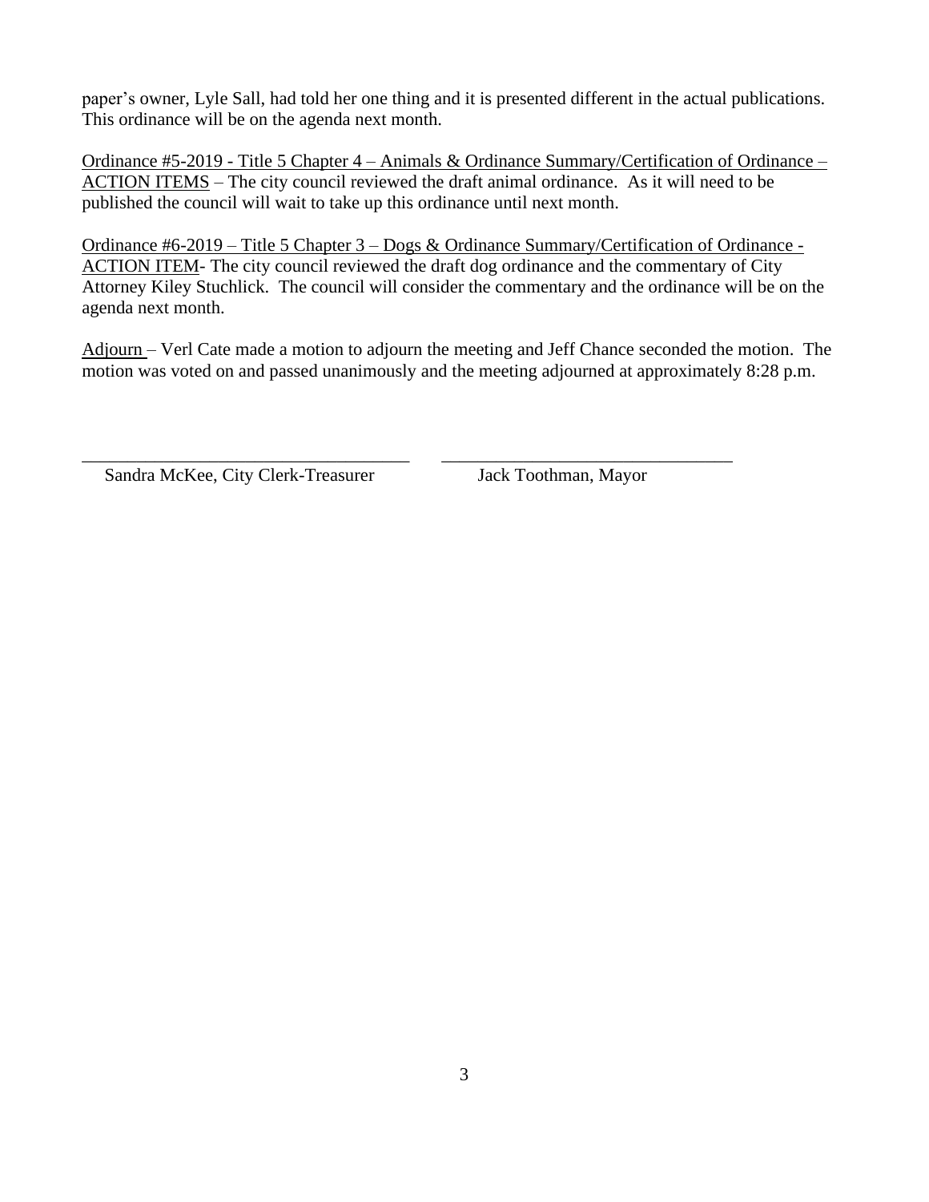paper's owner, Lyle Sall, had told her one thing and it is presented different in the actual publications. This ordinance will be on the agenda next month.

Ordinance #5-2019 - Title 5 Chapter 4 – Animals & Ordinance Summary/Certification of Ordinance – ACTION ITEMS – The city council reviewed the draft animal ordinance. As it will need to be published the council will wait to take up this ordinance until next month.

Ordinance #6-2019 – Title 5 Chapter 3 – Dogs & Ordinance Summary/Certification of Ordinance - ACTION ITEM- The city council reviewed the draft dog ordinance and the commentary of City Attorney Kiley Stuchlick. The council will consider the commentary and the ordinance will be on the agenda next month.

Adjourn – Verl Cate made a motion to adjourn the meeting and Jeff Chance seconded the motion. The motion was voted on and passed unanimously and the meeting adjourned at approximately 8:28 p.m.

_________________________________________ &nbsp;&nbsp;&nbsp;&nbsp; _________________________________________

Sandra McKee, City Clerk-Treasurer &nbsp;&nbsp;&nbsp;&nbsp; Jack Toothman, Mayor